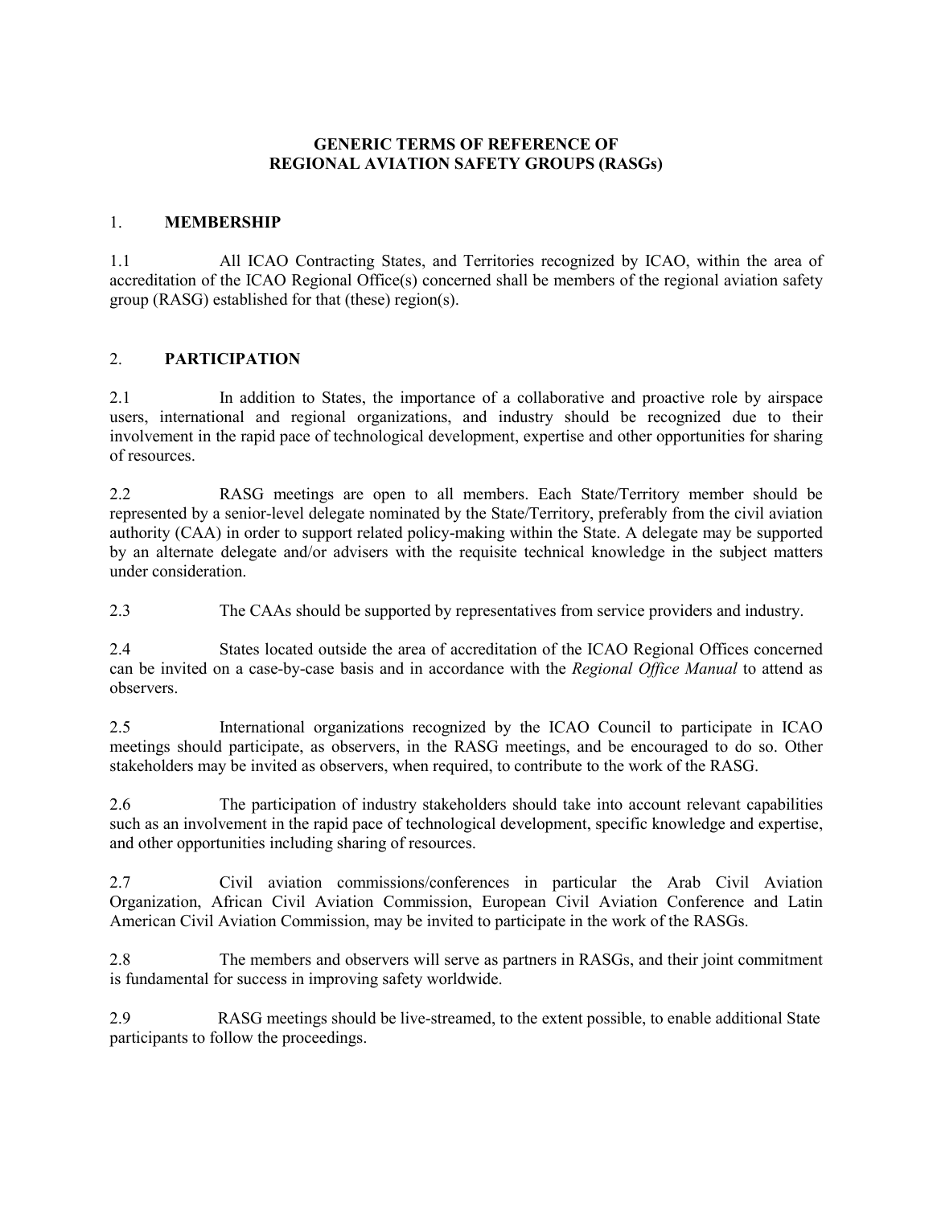# GENERIC TERMS OF REFERENCE OF REGIONAL AVIATION SAFETY GROUPS (RASGs)

## 1. MEMBERSHIP

1.1 All ICAO Contracting States, and Territories recognized by ICAO, within the area of accreditation of the ICAO Regional Office(s) concerned shall be members of the regional aviation safety group (RASG) established for that (these) region(s).

## 2. PARTICIPATION

2.1 In addition to States, the importance of a collaborative and proactive role by airspace users, international and regional organizations, and industry should be recognized due to their involvement in the rapid pace of technological development, expertise and other opportunities for sharing of resources.

2.2 RASG meetings are open to all members. Each State/Territory member should be represented by a senior-level delegate nominated by the State/Territory, preferably from the civil aviation authority (CAA) in order to support related policy-making within the State. A delegate may be supported by an alternate delegate and/or advisers with the requisite technical knowledge in the subject matters under consideration.

2.3 The CAAs should be supported by representatives from service providers and industry.

2.4 States located outside the area of accreditation of the ICAO Regional Offices concerned can be invited on a case-by-case basis and in accordance with the *Regional Office Manual* to attend as observers.

2.5 International organizations recognized by the ICAO Council to participate in ICAO meetings should participate, as observers, in the RASG meetings, and be encouraged to do so. Other stakeholders may be invited as observers, when required, to contribute to the work of the RASG.

2.6 The participation of industry stakeholders should take into account relevant capabilities such as an involvement in the rapid pace of technological development, specific knowledge and expertise, and other opportunities including sharing of resources.

2.7 Civil aviation commissions/conferences in particular the Arab Civil Aviation Organization, African Civil Aviation Commission, European Civil Aviation Conference and Latin American Civil Aviation Commission, may be invited to participate in the work of the RASGs.

2.8 The members and observers will serve as partners in RASGs, and their joint commitment is fundamental for success in improving safety worldwide.

2.9 RASG meetings should be live-streamed, to the extent possible, to enable additional State participants to follow the proceedings.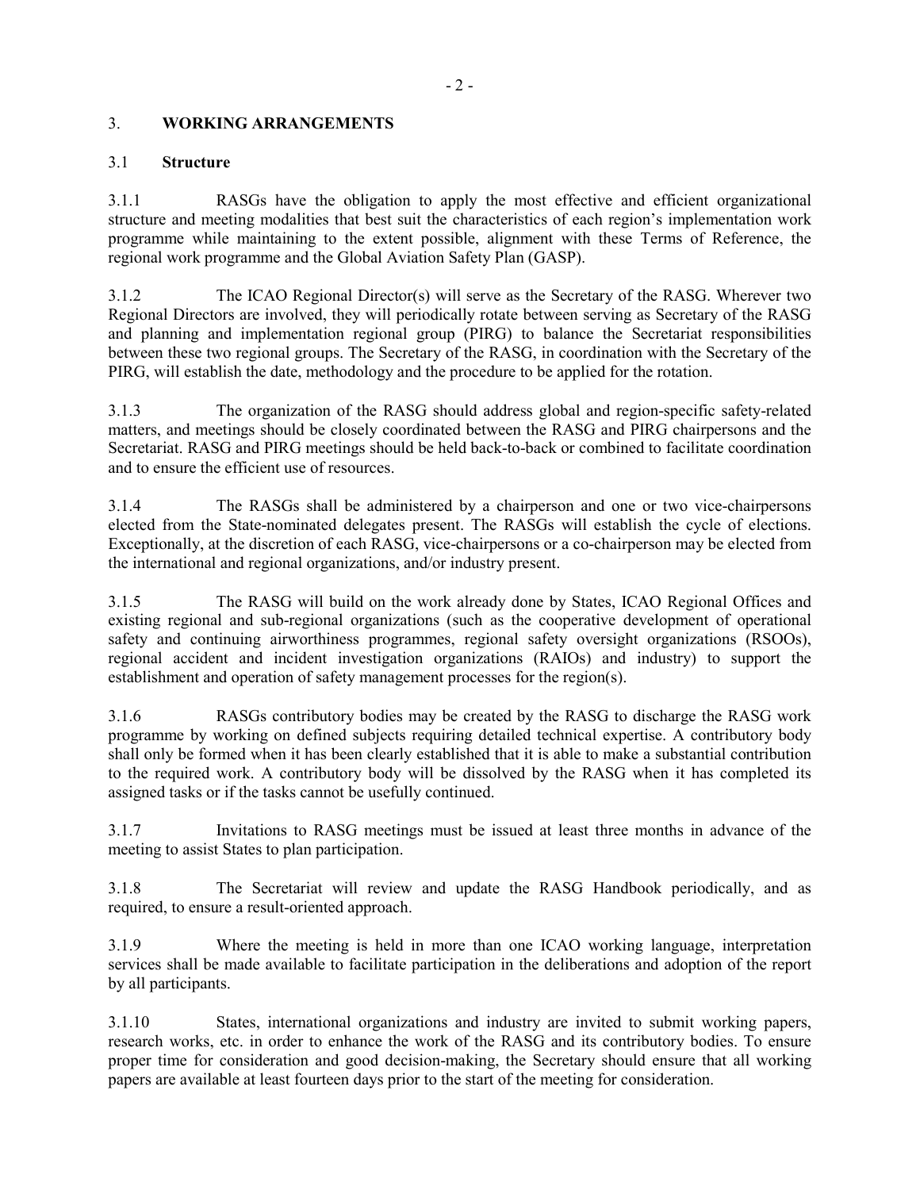## 3. WORKING ARRANGEMENTS

### 3.1 Structure

3.1.1 RASGs have the obligation to apply the most effective and efficient organizational structure and meeting modalities that best suit the characteristics of each region's implementation work programme while maintaining to the extent possible, alignment with these Terms of Reference, the regional work programme and the Global Aviation Safety Plan (GASP).

3.1.2 The ICAO Regional Director(s) will serve as the Secretary of the RASG. Wherever two Regional Directors are involved, they will periodically rotate between serving as Secretary of the RASG and planning and implementation regional group (PIRG) to balance the Secretariat responsibilities between these two regional groups. The Secretary of the RASG, in coordination with the Secretary of the PIRG, will establish the date, methodology and the procedure to be applied for the rotation.

3.1.3 The organization of the RASG should address global and region-specific safety-related matters, and meetings should be closely coordinated between the RASG and PIRG chairpersons and the Secretariat. RASG and PIRG meetings should be held back-to-back or combined to facilitate coordination and to ensure the efficient use of resources.

3.1.4 The RASGs shall be administered by a chairperson and one or two vice-chairpersons elected from the State-nominated delegates present. The RASGs will establish the cycle of elections. Exceptionally, at the discretion of each RASG, vice-chairpersons or a co-chairperson may be elected from the international and regional organizations, and/or industry present.

3.1.5 The RASG will build on the work already done by States, ICAO Regional Offices and existing regional and sub-regional organizations (such as the cooperative development of operational safety and continuing airworthiness programmes, regional safety oversight organizations (RSOOs), regional accident and incident investigation organizations (RAIOs) and industry) to support the establishment and operation of safety management processes for the region(s).

3.1.6 RASGs contributory bodies may be created by the RASG to discharge the RASG work programme by working on defined subjects requiring detailed technical expertise. A contributory body shall only be formed when it has been clearly established that it is able to make a substantial contribution to the required work. A contributory body will be dissolved by the RASG when it has completed its assigned tasks or if the tasks cannot be usefully continued.

3.1.7 Invitations to RASG meetings must be issued at least three months in advance of the meeting to assist States to plan participation.

3.1.8 The Secretariat will review and update the RASG Handbook periodically, and as required, to ensure a result-oriented approach.

3.1.9 Where the meeting is held in more than one ICAO working language, interpretation services shall be made available to facilitate participation in the deliberations and adoption of the report by all participants.

3.1.10 States, international organizations and industry are invited to submit working papers, research works, etc. in order to enhance the work of the RASG and its contributory bodies. To ensure proper time for consideration and good decision-making, the Secretary should ensure that all working papers are available at least fourteen days prior to the start of the meeting for consideration.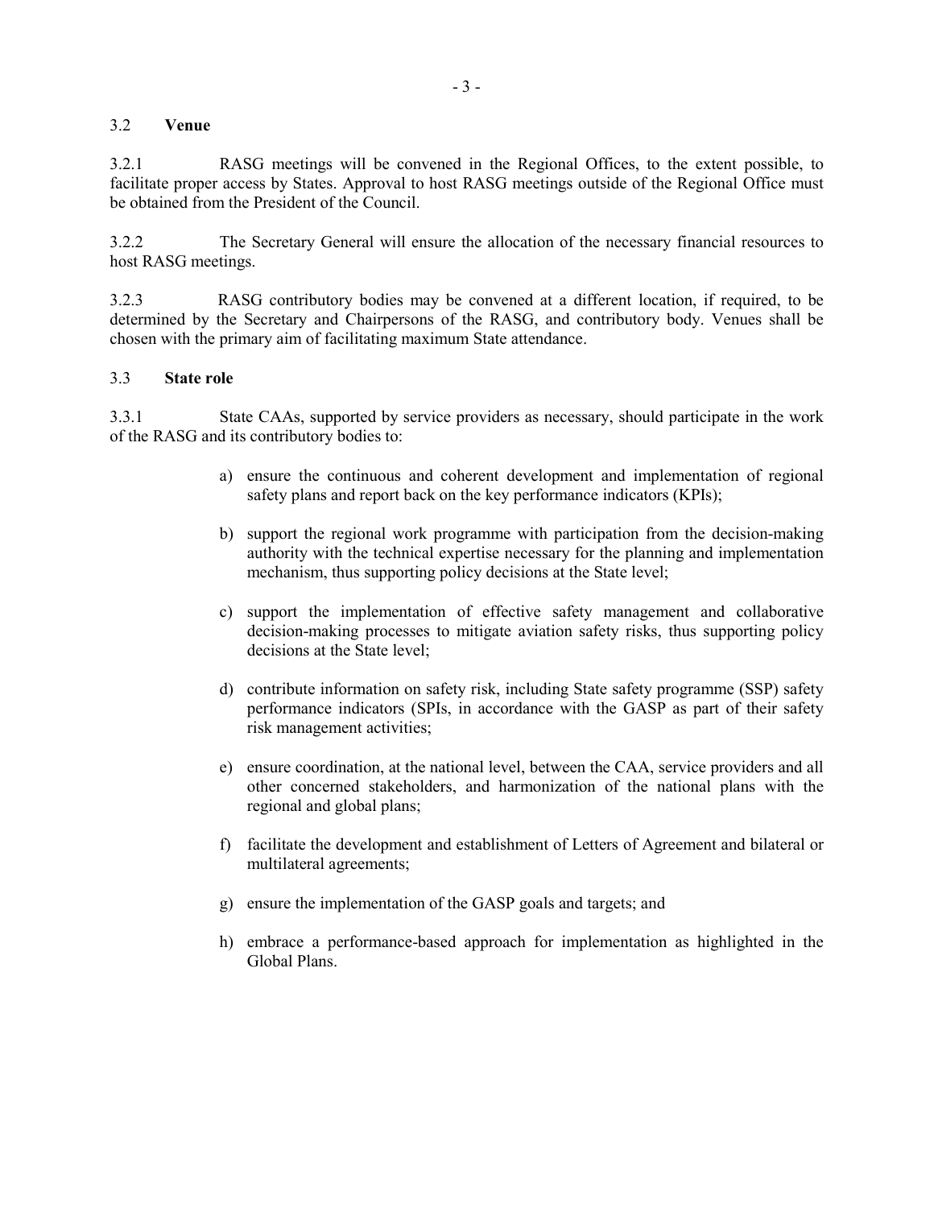### 3.2 **Venue**

3.2.1 RASG meetings will be convened in the Regional Offices, to the extent possible, to facilitate proper access by States. Approval to host RASG meetings outside of the Regional Office must be obtained from the President of the Council.

3.2.2 The Secretary General will ensure the allocation of the necessary financial resources to host RASG meetings.

3.2.3 RASG contributory bodies may be convened at a different location, if required, to be determined by the Secretary and Chairpersons of the RASG, and contributory body. Venues shall be chosen with the primary aim of facilitating maximum State attendance.

### 3.3 **State role**

3.3.1 State CAAs, supported by service providers as necessary, should participate in the work of the RASG and its contributory bodies to:

a) ensure the continuous and coherent development and implementation of regional safety plans and report back on the key performance indicators (KPIs);

b) support the regional work programme with participation from the decision-making authority with the technical expertise necessary for the planning and implementation mechanism, thus supporting policy decisions at the State level;

c) support the implementation of effective safety management and collaborative decision-making processes to mitigate aviation safety risks, thus supporting policy decisions at the State level;

d) contribute information on safety risk, including State safety programme (SSP) safety performance indicators (SPIs, in accordance with the GASP as part of their safety risk management activities;

e) ensure coordination, at the national level, between the CAA, service providers and all other concerned stakeholders, and harmonization of the national plans with the regional and global plans;

f) facilitate the development and establishment of Letters of Agreement and bilateral or multilateral agreements;

g) ensure the implementation of the GASP goals and targets; and

h) embrace a performance-based approach for implementation as highlighted in the Global Plans.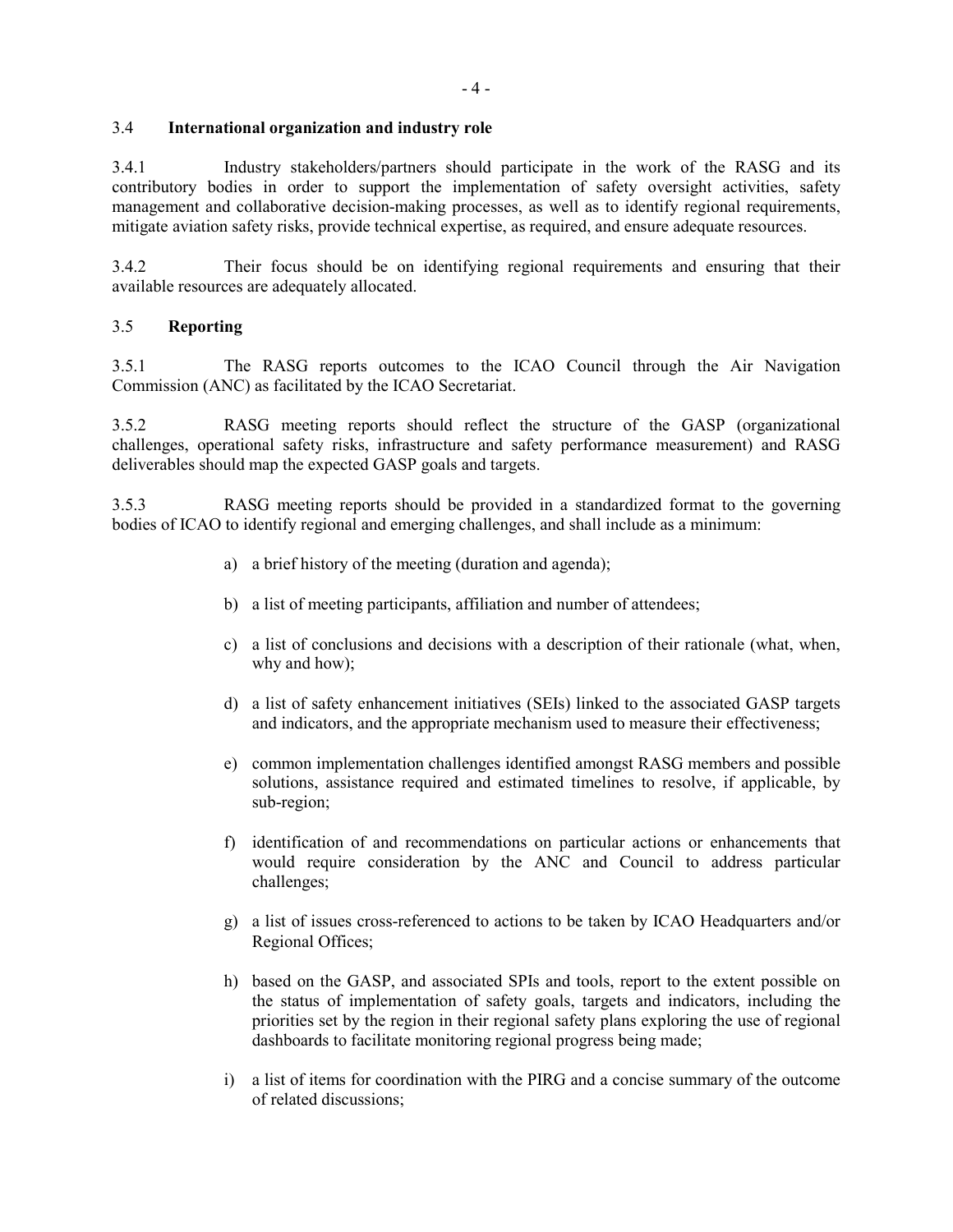### 3.4 **International organization and industry role**

3.4.1 Industry stakeholders/partners should participate in the work of the RASG and its contributory bodies in order to support the implementation of safety oversight activities, safety management and collaborative decision-making processes, as well as to identify regional requirements, mitigate aviation safety risks, provide technical expertise, as required, and ensure adequate resources.

3.4.2 Their focus should be on identifying regional requirements and ensuring that their available resources are adequately allocated.

### 3.5 **Reporting**

3.5.1 The RASG reports outcomes to the ICAO Council through the Air Navigation Commission (ANC) as facilitated by the ICAO Secretariat.

3.5.2 RASG meeting reports should reflect the structure of the GASP (organizational challenges, operational safety risks, infrastructure and safety performance measurement) and RASG deliverables should map the expected GASP goals and targets.

3.5.3 RASG meeting reports should be provided in a standardized format to the governing bodies of ICAO to identify regional and emerging challenges, and shall include as a minimum:

a) a brief history of the meeting (duration and agenda);

b) a list of meeting participants, affiliation and number of attendees;

c) a list of conclusions and decisions with a description of their rationale (what, when, why and how);

d) a list of safety enhancement initiatives (SEIs) linked to the associated GASP targets and indicators, and the appropriate mechanism used to measure their effectiveness;

e) common implementation challenges identified amongst RASG members and possible solutions, assistance required and estimated timelines to resolve, if applicable, by sub-region;

f) identification of and recommendations on particular actions or enhancements that would require consideration by the ANC and Council to address particular challenges;

g) a list of issues cross-referenced to actions to be taken by ICAO Headquarters and/or Regional Offices;

h) based on the GASP, and associated SPIs and tools, report to the extent possible on the status of implementation of safety goals, targets and indicators, including the priorities set by the region in their regional safety plans exploring the use of regional dashboards to facilitate monitoring regional progress being made;

i) a list of items for coordination with the PIRG and a concise summary of the outcome of related discussions;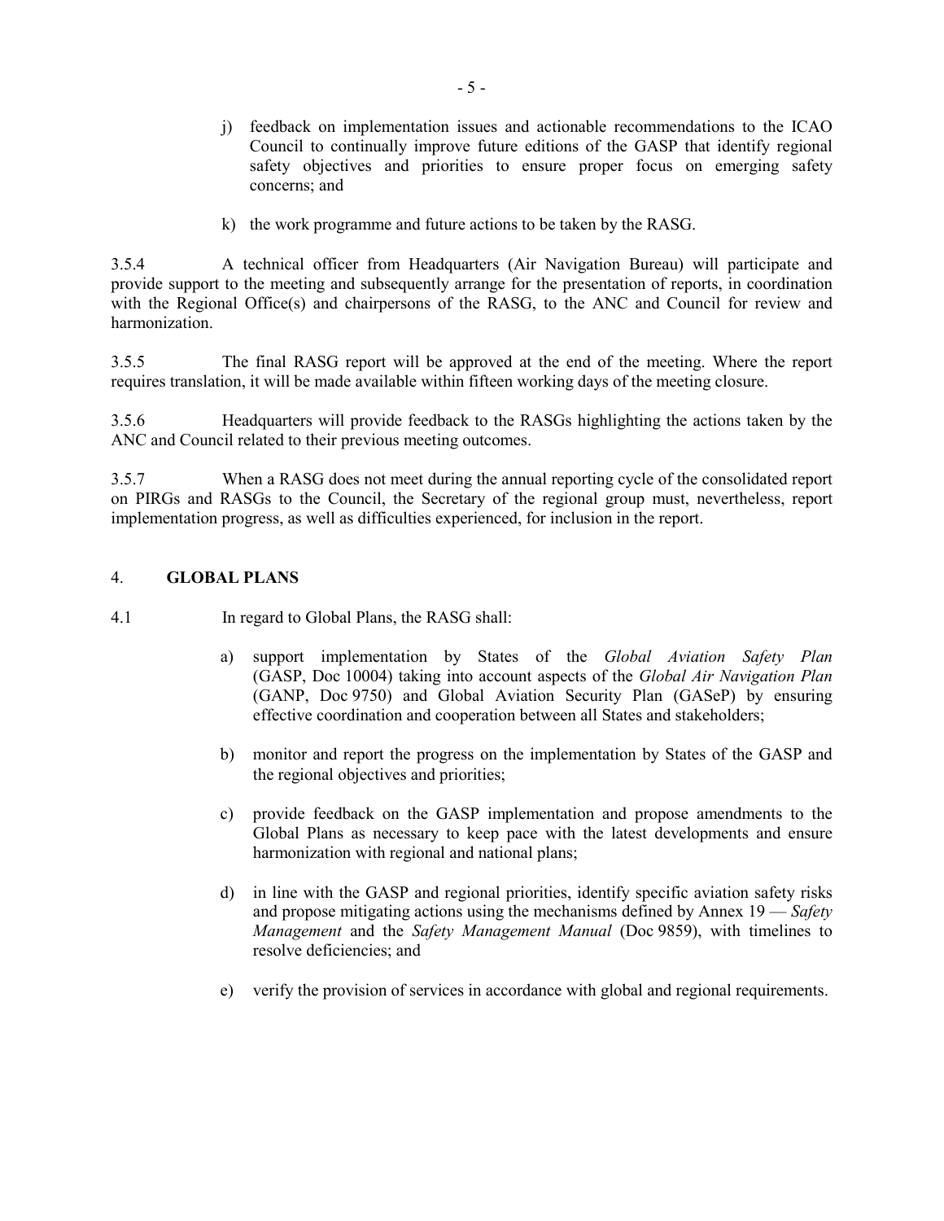j) feedback on implementation issues and actionable recommendations to the ICAO Council to continually improve future editions of the GASP that identify regional safety objectives and priorities to ensure proper focus on emerging safety concerns; and

k) the work programme and future actions to be taken by the RASG.

3.5.4 A technical officer from Headquarters (Air Navigation Bureau) will participate and provide support to the meeting and subsequently arrange for the presentation of reports, in coordination with the Regional Office(s) and chairpersons of the RASG, to the ANC and Council for review and harmonization.

3.5.5 The final RASG report will be approved at the end of the meeting. Where the report requires translation, it will be made available within fifteen working days of the meeting closure.

3.5.6 Headquarters will provide feedback to the RASGs highlighting the actions taken by the ANC and Council related to their previous meeting outcomes.

3.5.7 When a RASG does not meet during the annual reporting cycle of the consolidated report on PIRGs and RASGs to the Council, the Secretary of the regional group must, nevertheless, report implementation progress, as well as difficulties experienced, for inclusion in the report.

## 4. GLOBAL PLANS

4.1 In regard to Global Plans, the RASG shall:

a) support implementation by States of the *Global Aviation Safety Plan* (GASP, Doc 10004) taking into account aspects of the *Global Air Navigation Plan* (GANP, Doc 9750) and Global Aviation Security Plan (GASeP) by ensuring effective coordination and cooperation between all States and stakeholders;

b) monitor and report the progress on the implementation by States of the GASP and the regional objectives and priorities;

c) provide feedback on the GASP implementation and propose amendments to the Global Plans as necessary to keep pace with the latest developments and ensure harmonization with regional and national plans;

d) in line with the GASP and regional priorities, identify specific aviation safety risks and propose mitigating actions using the mechanisms defined by Annex 19 — *Safety Management* and the *Safety Management Manual* (Doc 9859), with timelines to resolve deficiencies; and

e) verify the provision of services in accordance with global and regional requirements.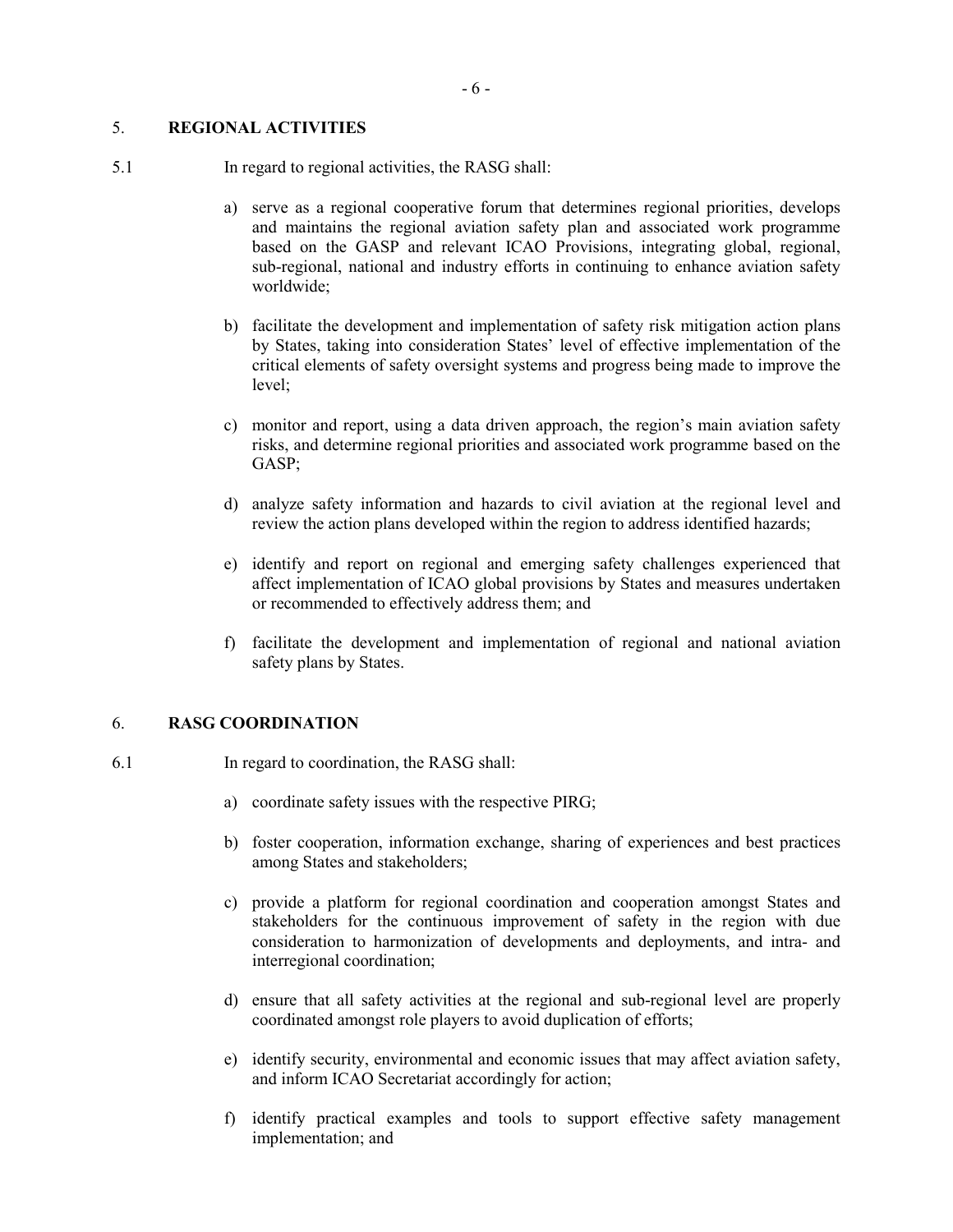## 5. REGIONAL ACTIVITIES

5.1 In regard to regional activities, the RASG shall:

a) serve as a regional cooperative forum that determines regional priorities, develops and maintains the regional aviation safety plan and associated work programme based on the GASP and relevant ICAO Provisions, integrating global, regional, sub-regional, national and industry efforts in continuing to enhance aviation safety worldwide;

b) facilitate the development and implementation of safety risk mitigation action plans by States, taking into consideration States' level of effective implementation of the critical elements of safety oversight systems and progress being made to improve the level;

c) monitor and report, using a data driven approach, the region's main aviation safety risks, and determine regional priorities and associated work programme based on the GASP;

d) analyze safety information and hazards to civil aviation at the regional level and review the action plans developed within the region to address identified hazards;

e) identify and report on regional and emerging safety challenges experienced that affect implementation of ICAO global provisions by States and measures undertaken or recommended to effectively address them; and

f) facilitate the development and implementation of regional and national aviation safety plans by States.

## 6. RASG COORDINATION

6.1 In regard to coordination, the RASG shall:

a) coordinate safety issues with the respective PIRG;

b) foster cooperation, information exchange, sharing of experiences and best practices among States and stakeholders;

c) provide a platform for regional coordination and cooperation amongst States and stakeholders for the continuous improvement of safety in the region with due consideration to harmonization of developments and deployments, and intra- and interregional coordination;

d) ensure that all safety activities at the regional and sub-regional level are properly coordinated amongst role players to avoid duplication of efforts;

e) identify security, environmental and economic issues that may affect aviation safety, and inform ICAO Secretariat accordingly for action;

f) identify practical examples and tools to support effective safety management implementation; and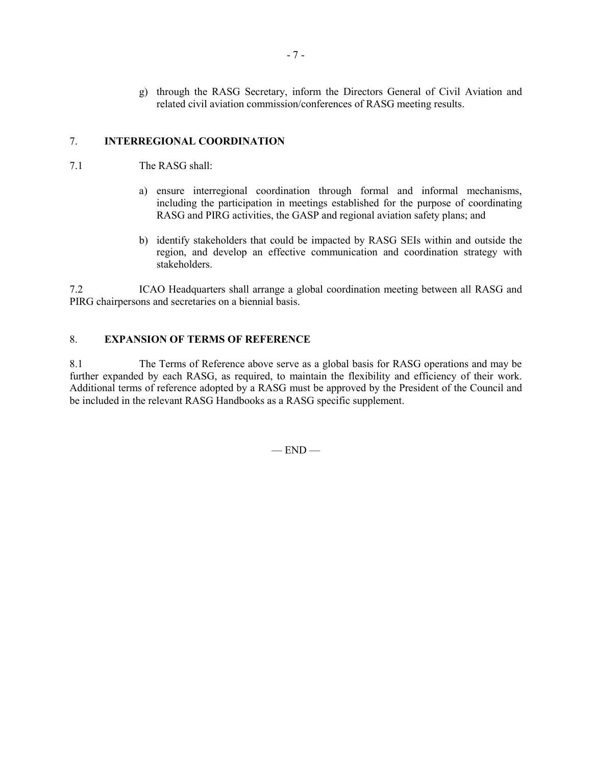g) through the RASG Secretary, inform the Directors General of Civil Aviation and related civil aviation commission/conferences of RASG meeting results.

## 7. INTERREGIONAL COORDINATION

7.1 The RASG shall:

a) ensure interregional coordination through formal and informal mechanisms, including the participation in meetings established for the purpose of coordinating RASG and PIRG activities, the GASP and regional aviation safety plans; and

b) identify stakeholders that could be impacted by RASG SEIs within and outside the region, and develop an effective communication and coordination strategy with stakeholders.

7.2 ICAO Headquarters shall arrange a global coordination meeting between all RASG and PIRG chairpersons and secretaries on a biennial basis.

## 8. EXPANSION OF TERMS OF REFERENCE

8.1 The Terms of Reference above serve as a global basis for RASG operations and may be further expanded by each RASG, as required, to maintain the flexibility and efficiency of their work. Additional terms of reference adopted by a RASG must be approved by the President of the Council and be included in the relevant RASG Handbooks as a RASG specific supplement.

— END —